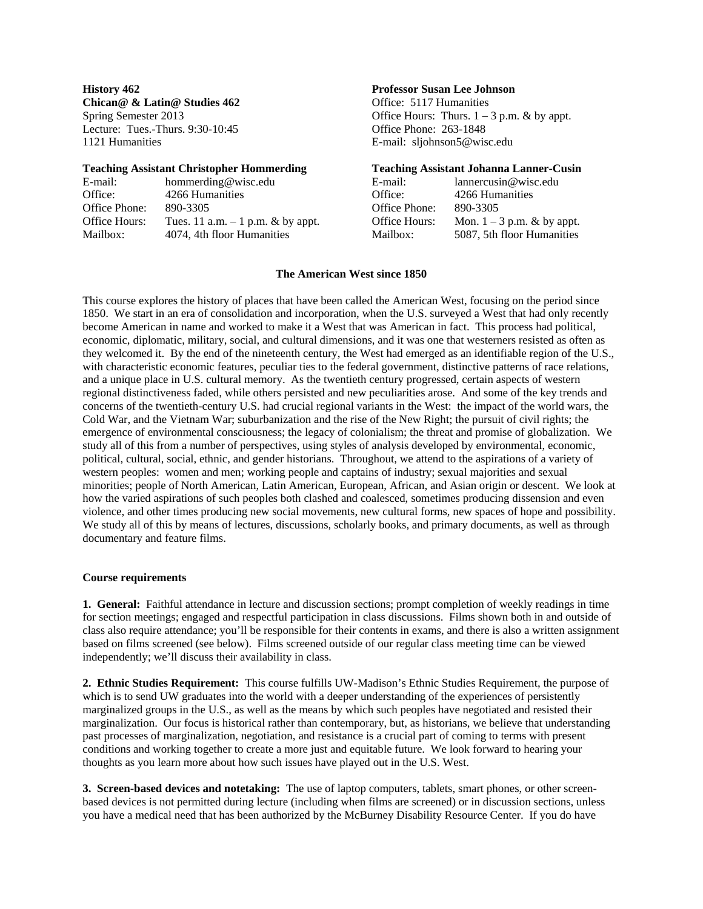**History 462**
**Chican@ & Latin@ Studies 462**
Spring Semester 2013
Lecture: Tues.-Thurs. 9:30-10:45
1121 Humanities

**Professor Susan Lee Johnson**
Office: 5117 Humanities
Office Hours: Thurs. 1 – 3 p.m. & by appt.
Office Phone: 263-1848
E-mail: sljohnson5@wisc.edu

**Teaching Assistant Christopher Hommerding**

| | |
|---|---|
| E-mail: | hommerding@wisc.edu |
| Office: | 4266 Humanities |
| Office Phone: | 890-3305 |
| Office Hours: | Tues. 11 a.m. – 1 p.m. & by appt. |
| Mailbox: | 4074, 4th floor Humanities |

**Teaching Assistant Johanna Lanner-Cusin**

| | |
|---|---|
| E-mail: | lannercusin@wisc.edu |
| Office: | 4266 Humanities |
| Office Phone: | 890-3305 |
| Office Hours: | Mon. 1 – 3 p.m. & by appt. |
| Mailbox: | 5087, 5th floor Humanities |

## The American West since 1850

This course explores the history of places that have been called the American West, focusing on the period since 1850. We start in an era of consolidation and incorporation, when the U.S. surveyed a West that had only recently become American in name and worked to make it a West that was American in fact. This process had political, economic, diplomatic, military, social, and cultural dimensions, and it was one that westerners resisted as often as they welcomed it. By the end of the nineteenth century, the West had emerged as an identifiable region of the U.S., with characteristic economic features, peculiar ties to the federal government, distinctive patterns of race relations, and a unique place in U.S. cultural memory. As the twentieth century progressed, certain aspects of western regional distinctiveness faded, while others persisted and new peculiarities arose. And some of the key trends and concerns of the twentieth-century U.S. had crucial regional variants in the West: the impact of the world wars, the Cold War, and the Vietnam War; suburbanization and the rise of the New Right; the pursuit of civil rights; the emergence of environmental consciousness; the legacy of colonialism; the threat and promise of globalization. We study all of this from a number of perspectives, using styles of analysis developed by environmental, economic, political, cultural, social, ethnic, and gender historians. Throughout, we attend to the aspirations of a variety of western peoples: women and men; working people and captains of industry; sexual majorities and sexual minorities; people of North American, Latin American, European, African, and Asian origin or descent. We look at how the varied aspirations of such peoples both clashed and coalesced, sometimes producing dissension and even violence, and other times producing new social movements, new cultural forms, new spaces of hope and possibility. We study all of this by means of lectures, discussions, scholarly books, and primary documents, as well as through documentary and feature films.

### Course requirements

**1. General:** Faithful attendance in lecture and discussion sections; prompt completion of weekly readings in time for section meetings; engaged and respectful participation in class discussions. Films shown both in and outside of class also require attendance; you'll be responsible for their contents in exams, and there is also a written assignment based on films screened (see below). Films screened outside of our regular class meeting time can be viewed independently; we'll discuss their availability in class.

**2. Ethnic Studies Requirement:** This course fulfills UW-Madison's Ethnic Studies Requirement, the purpose of which is to send UW graduates into the world with a deeper understanding of the experiences of persistently marginalized groups in the U.S., as well as the means by which such peoples have negotiated and resisted their marginalization. Our focus is historical rather than contemporary, but, as historians, we believe that understanding past processes of marginalization, negotiation, and resistance is a crucial part of coming to terms with present conditions and working together to create a more just and equitable future. We look forward to hearing your thoughts as you learn more about how such issues have played out in the U.S. West.

**3. Screen-based devices and notetaking:** The use of laptop computers, tablets, smart phones, or other screen-based devices is not permitted during lecture (including when films are screened) or in discussion sections, unless you have a medical need that has been authorized by the McBurney Disability Resource Center. If you do have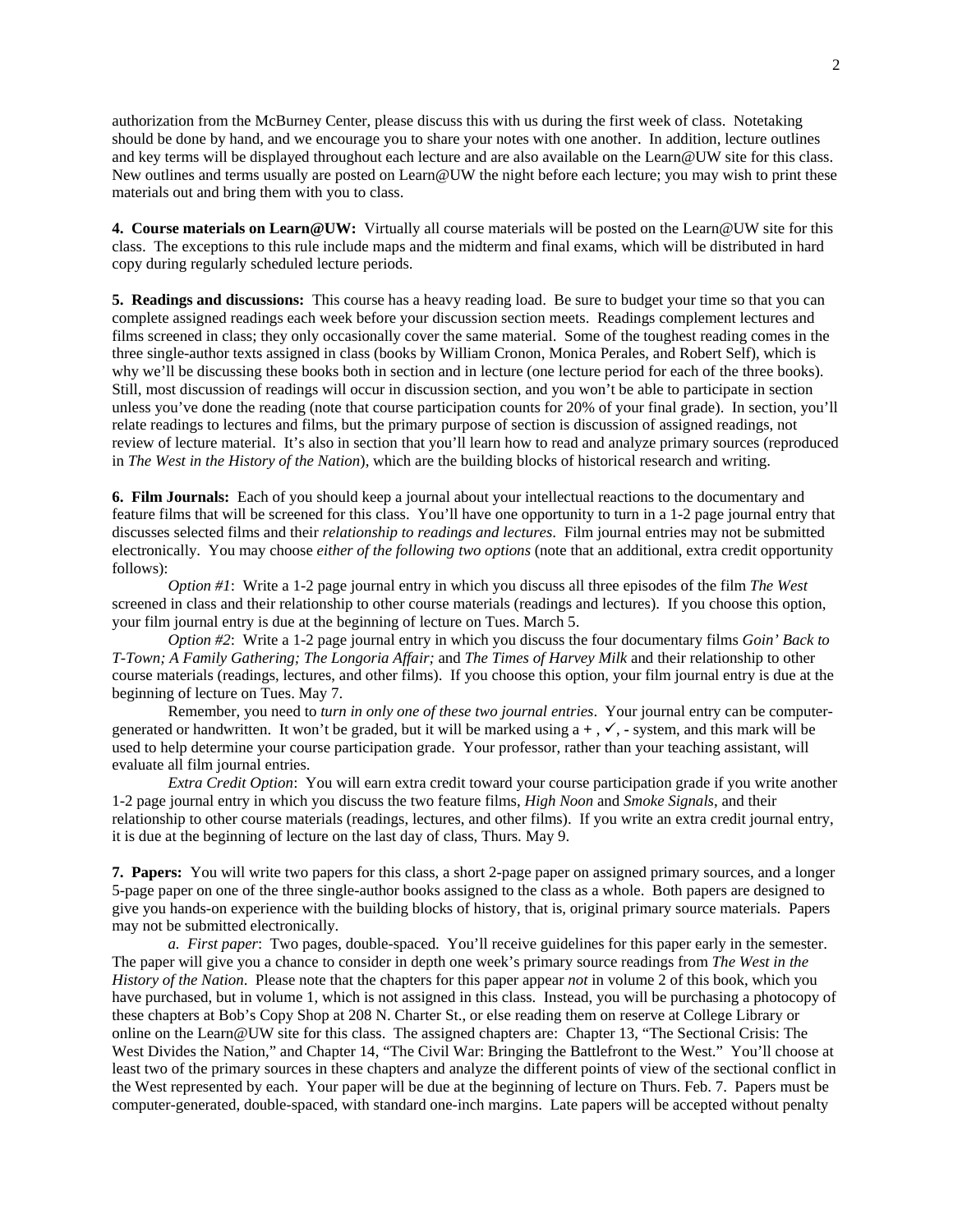authorization from the McBurney Center, please discuss this with us during the first week of class. Notetaking should be done by hand, and we encourage you to share your notes with one another. In addition, lecture outlines and key terms will be displayed throughout each lecture and are also available on the Learn@UW site for this class. New outlines and terms usually are posted on Learn@UW the night before each lecture; you may wish to print these materials out and bring them with you to class.

**4. Course materials on Learn@UW:** Virtually all course materials will be posted on the Learn@UW site for this class. The exceptions to this rule include maps and the midterm and final exams, which will be distributed in hard copy during regularly scheduled lecture periods.

**5. Readings and discussions:** This course has a heavy reading load. Be sure to budget your time so that you can complete assigned readings each week before your discussion section meets. Readings complement lectures and films screened in class; they only occasionally cover the same material. Some of the toughest reading comes in the three single-author texts assigned in class (books by William Cronon, Monica Perales, and Robert Self), which is why we'll be discussing these books both in section and in lecture (one lecture period for each of the three books). Still, most discussion of readings will occur in discussion section, and you won't be able to participate in section unless you've done the reading (note that course participation counts for 20% of your final grade). In section, you'll relate readings to lectures and films, but the primary purpose of section is discussion of assigned readings, not review of lecture material. It's also in section that you'll learn how to read and analyze primary sources (reproduced in *The West in the History of the Nation*), which are the building blocks of historical research and writing.

**6. Film Journals:** Each of you should keep a journal about your intellectual reactions to the documentary and feature films that will be screened for this class. You'll have one opportunity to turn in a 1-2 page journal entry that discusses selected films and their *relationship to readings and lectures*. Film journal entries may not be submitted electronically. You may choose *either of the following two options* (note that an additional, extra credit opportunity follows):

*Option #1*: Write a 1-2 page journal entry in which you discuss all three episodes of the film *The West* screened in class and their relationship to other course materials (readings and lectures). If you choose this option, your film journal entry is due at the beginning of lecture on Tues. March 5.

*Option #2*: Write a 1-2 page journal entry in which you discuss the four documentary films *Goin' Back to T-Town; A Family Gathering; The Longoria Affair;* and *The Times of Harvey Milk* and their relationship to other course materials (readings, lectures, and other films). If you choose this option, your film journal entry is due at the beginning of lecture on Tues. May 7.

Remember, you need to *turn in only one of these two journal entries*. Your journal entry can be computer-generated or handwritten. It won't be graded, but it will be marked using a **+** , ✓, **-** system, and this mark will be used to help determine your course participation grade. Your professor, rather than your teaching assistant, will evaluate all film journal entries.

*Extra Credit Option*: You will earn extra credit toward your course participation grade if you write another 1-2 page journal entry in which you discuss the two feature films, *High Noon* and *Smoke Signals*, and their relationship to other course materials (readings, lectures, and other films). If you write an extra credit journal entry, it is due at the beginning of lecture on the last day of class, Thurs. May 9.

**7. Papers:** You will write two papers for this class, a short 2-page paper on assigned primary sources, and a longer 5-page paper on one of the three single-author books assigned to the class as a whole. Both papers are designed to give you hands-on experience with the building blocks of history, that is, original primary source materials. Papers may not be submitted electronically.

*a. First paper*: Two pages, double-spaced. You'll receive guidelines for this paper early in the semester. The paper will give you a chance to consider in depth one week's primary source readings from *The West in the History of the Nation*. Please note that the chapters for this paper appear *not* in volume 2 of this book, which you have purchased, but in volume 1, which is not assigned in this class. Instead, you will be purchasing a photocopy of these chapters at Bob's Copy Shop at 208 N. Charter St., or else reading them on reserve at College Library or online on the Learn@UW site for this class. The assigned chapters are: Chapter 13, "The Sectional Crisis: The West Divides the Nation," and Chapter 14, "The Civil War: Bringing the Battlefront to the West." You'll choose at least two of the primary sources in these chapters and analyze the different points of view of the sectional conflict in the West represented by each. Your paper will be due at the beginning of lecture on Thurs. Feb. 7. Papers must be computer-generated, double-spaced, with standard one-inch margins. Late papers will be accepted without penalty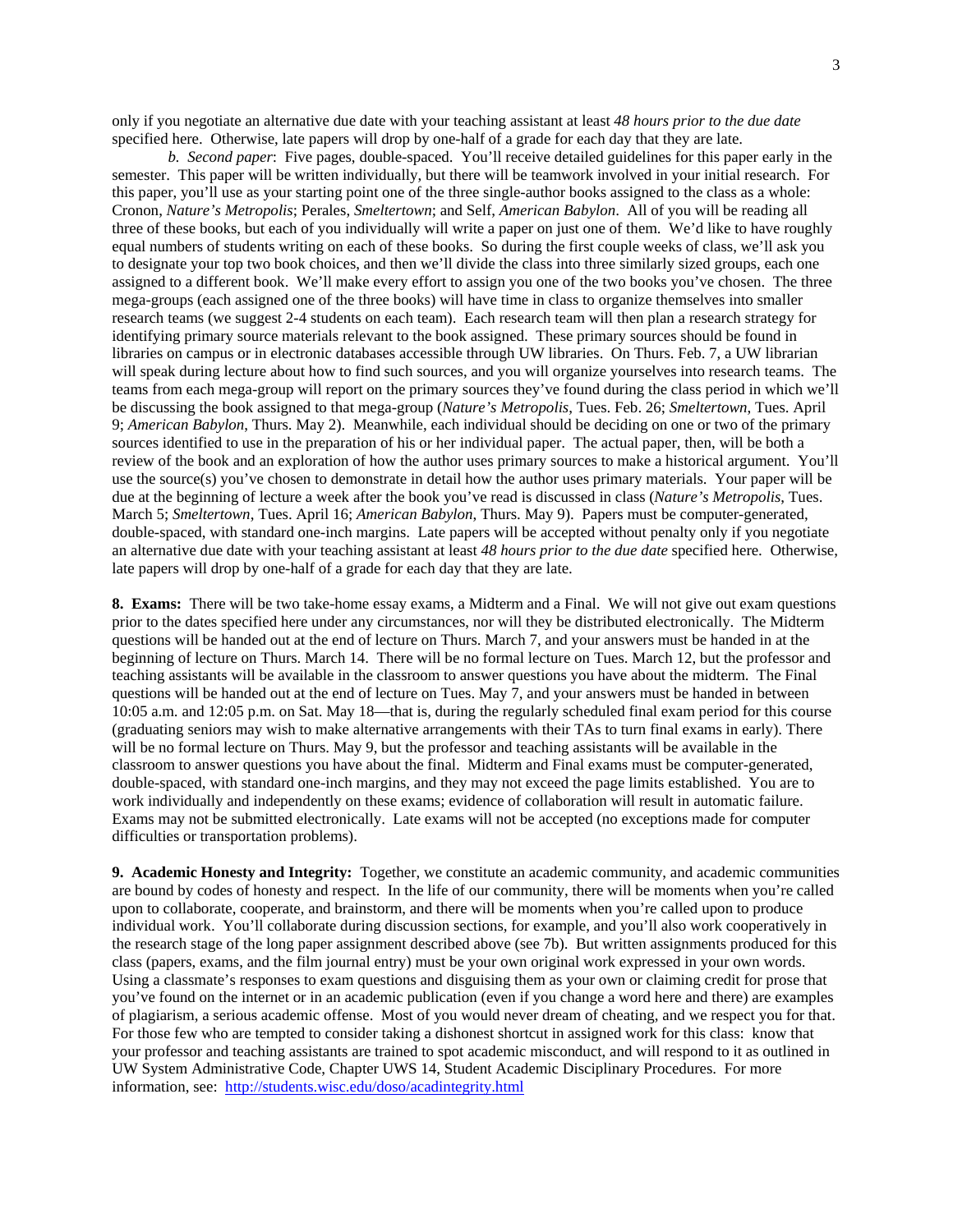only if you negotiate an alternative due date with your teaching assistant at least *48 hours prior to the due date* specified here. Otherwise, late papers will drop by one-half of a grade for each day that they are late.

*b. Second paper*: Five pages, double-spaced. You'll receive detailed guidelines for this paper early in the semester. This paper will be written individually, but there will be teamwork involved in your initial research. For this paper, you'll use as your starting point one of the three single-author books assigned to the class as a whole: Cronon, *Nature's Metropolis*; Perales, *Smeltertown*; and Self, *American Babylon*. All of you will be reading all three of these books, but each of you individually will write a paper on just one of them. We'd like to have roughly equal numbers of students writing on each of these books. So during the first couple weeks of class, we'll ask you to designate your top two book choices, and then we'll divide the class into three similarly sized groups, each one assigned to a different book. We'll make every effort to assign you one of the two books you've chosen. The three mega-groups (each assigned one of the three books) will have time in class to organize themselves into smaller research teams (we suggest 2-4 students on each team). Each research team will then plan a research strategy for identifying primary source materials relevant to the book assigned. These primary sources should be found in libraries on campus or in electronic databases accessible through UW libraries. On Thurs. Feb. 7, a UW librarian will speak during lecture about how to find such sources, and you will organize yourselves into research teams. The teams from each mega-group will report on the primary sources they've found during the class period in which we'll be discussing the book assigned to that mega-group (*Nature's Metropolis*, Tues. Feb. 26; *Smeltertown*, Tues. April 9; *American Babylon*, Thurs. May 2). Meanwhile, each individual should be deciding on one or two of the primary sources identified to use in the preparation of his or her individual paper. The actual paper, then, will be both a review of the book and an exploration of how the author uses primary sources to make a historical argument. You'll use the source(s) you've chosen to demonstrate in detail how the author uses primary materials. Your paper will be due at the beginning of lecture a week after the book you've read is discussed in class (*Nature's Metropolis*, Tues. March 5; *Smeltertown*, Tues. April 16; *American Babylon*, Thurs. May 9). Papers must be computer-generated, double-spaced, with standard one-inch margins. Late papers will be accepted without penalty only if you negotiate an alternative due date with your teaching assistant at least *48 hours prior to the due date* specified here. Otherwise, late papers will drop by one-half of a grade for each day that they are late.

**8. Exams:** There will be two take-home essay exams, a Midterm and a Final. We will not give out exam questions prior to the dates specified here under any circumstances, nor will they be distributed electronically. The Midterm questions will be handed out at the end of lecture on Thurs. March 7, and your answers must be handed in at the beginning of lecture on Thurs. March 14. There will be no formal lecture on Tues. March 12, but the professor and teaching assistants will be available in the classroom to answer questions you have about the midterm. The Final questions will be handed out at the end of lecture on Tues. May 7, and your answers must be handed in between 10:05 a.m. and 12:05 p.m. on Sat. May 18—that is, during the regularly scheduled final exam period for this course (graduating seniors may wish to make alternative arrangements with their TAs to turn final exams in early). There will be no formal lecture on Thurs. May 9, but the professor and teaching assistants will be available in the classroom to answer questions you have about the final. Midterm and Final exams must be computer-generated, double-spaced, with standard one-inch margins, and they may not exceed the page limits established. You are to work individually and independently on these exams; evidence of collaboration will result in automatic failure. Exams may not be submitted electronically. Late exams will not be accepted (no exceptions made for computer difficulties or transportation problems).

**9. Academic Honesty and Integrity:** Together, we constitute an academic community, and academic communities are bound by codes of honesty and respect. In the life of our community, there will be moments when you're called upon to collaborate, cooperate, and brainstorm, and there will be moments when you're called upon to produce individual work. You'll collaborate during discussion sections, for example, and you'll also work cooperatively in the research stage of the long paper assignment described above (see 7b). But written assignments produced for this class (papers, exams, and the film journal entry) must be your own original work expressed in your own words. Using a classmate's responses to exam questions and disguising them as your own or claiming credit for prose that you've found on the internet or in an academic publication (even if you change a word here and there) are examples of plagiarism, a serious academic offense. Most of you would never dream of cheating, and we respect you for that. For those few who are tempted to consider taking a dishonest shortcut in assigned work for this class: know that your professor and teaching assistants are trained to spot academic misconduct, and will respond to it as outlined in UW System Administrative Code, Chapter UWS 14, Student Academic Disciplinary Procedures. For more information, see: http://students.wisc.edu/doso/acadintegrity.html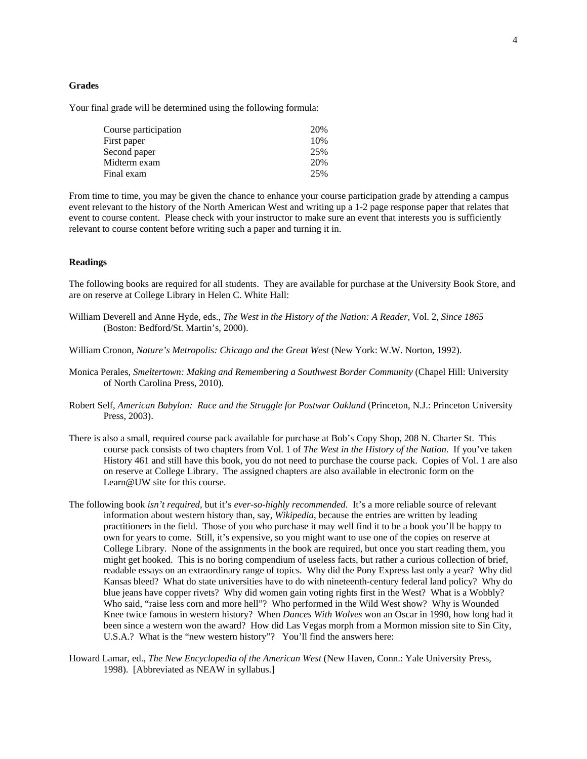**Grades**

Your final grade will be determined using the following formula:

| Component | Weight |
|---|---|
| Course participation | 20% |
| First paper | 10% |
| Second paper | 25% |
| Midterm exam | 20% |
| Final exam | 25% |

From time to time, you may be given the chance to enhance your course participation grade by attending a campus event relevant to the history of the North American West and writing up a 1-2 page response paper that relates that event to course content. Please check with your instructor to make sure an event that interests you is sufficiently relevant to course content before writing such a paper and turning it in.

**Readings**

The following books are required for all students. They are available for purchase at the University Book Store, and are on reserve at College Library in Helen C. White Hall:

William Deverell and Anne Hyde, eds., *The West in the History of the Nation: A Reader*, Vol. 2, *Since 1865* (Boston: Bedford/St. Martin's, 2000).

William Cronon, *Nature's Metropolis: Chicago and the Great West* (New York: W.W. Norton, 1992).

Monica Perales, *Smeltertown: Making and Remembering a Southwest Border Community* (Chapel Hill: University of North Carolina Press, 2010).

Robert Self, *American Babylon: Race and the Struggle for Postwar Oakland* (Princeton, N.J.: Princeton University Press, 2003).

There is also a small, required course pack available for purchase at Bob's Copy Shop, 208 N. Charter St. This course pack consists of two chapters from Vol. 1 of *The West in the History of the Nation.* If you've taken History 461 and still have this book, you do not need to purchase the course pack. Copies of Vol. 1 are also on reserve at College Library. The assigned chapters are also available in electronic form on the Learn@UW site for this course.

The following book *isn't required*, but it's *ever-so-highly recommended*. It's a more reliable source of relevant information about western history than, say, *Wikipedia*, because the entries are written by leading practitioners in the field. Those of you who purchase it may well find it to be a book you'll be happy to own for years to come. Still, it's expensive, so you might want to use one of the copies on reserve at College Library. None of the assignments in the book are required, but once you start reading them, you might get hooked. This is no boring compendium of useless facts, but rather a curious collection of brief, readable essays on an extraordinary range of topics. Why did the Pony Express last only a year? Why did Kansas bleed? What do state universities have to do with nineteenth-century federal land policy? Why do blue jeans have copper rivets? Why did women gain voting rights first in the West? What is a Wobbly? Who said, "raise less corn and more hell"? Who performed in the Wild West show? Why is Wounded Knee twice famous in western history? When *Dances With Wolves* won an Oscar in 1990, how long had it been since a western won the award? How did Las Vegas morph from a Mormon mission site to Sin City, U.S.A.? What is the "new western history"? You'll find the answers here:

Howard Lamar, ed., *The New Encyclopedia of the American West* (New Haven, Conn.: Yale University Press, 1998). [Abbreviated as NEAW in syllabus.]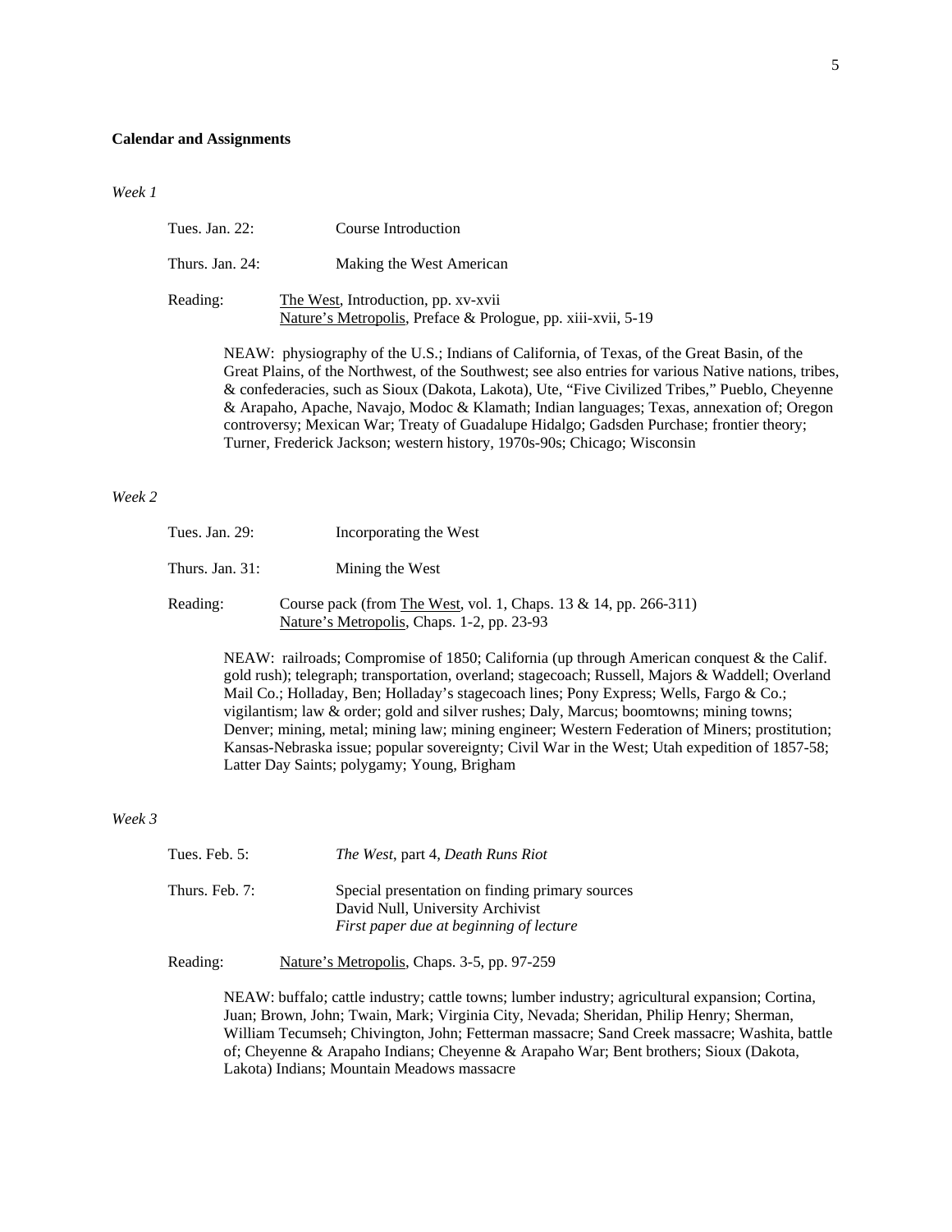**Calendar and Assignments**

*Week 1*

Tues. Jan. 22: Course Introduction

Thurs. Jan. 24: Making the West American

Reading: The West, Introduction, pp. xv-xvii
Nature's Metropolis, Preface & Prologue, pp. xiii-xvii, 5-19

NEAW: physiography of the U.S.; Indians of California, of Texas, of the Great Basin, of the Great Plains, of the Northwest, of the Southwest; see also entries for various Native nations, tribes, & confederacies, such as Sioux (Dakota, Lakota), Ute, "Five Civilized Tribes," Pueblo, Cheyenne & Arapaho, Apache, Navajo, Modoc & Klamath; Indian languages; Texas, annexation of; Oregon controversy; Mexican War; Treaty of Guadalupe Hidalgo; Gadsden Purchase; frontier theory; Turner, Frederick Jackson; western history, 1970s-90s; Chicago; Wisconsin

*Week 2*

Tues. Jan. 29: Incorporating the West

Thurs. Jan. 31: Mining the West

Reading: Course pack (from The West, vol. 1, Chaps. 13 & 14, pp. 266-311)
Nature's Metropolis, Chaps. 1-2, pp. 23-93

NEAW: railroads; Compromise of 1850; California (up through American conquest & the Calif. gold rush); telegraph; transportation, overland; stagecoach; Russell, Majors & Waddell; Overland Mail Co.; Holladay, Ben; Holladay's stagecoach lines; Pony Express; Wells, Fargo & Co.; vigilantism; law & order; gold and silver rushes; Daly, Marcus; boomtowns; mining towns; Denver; mining, metal; mining law; mining engineer; Western Federation of Miners; prostitution; Kansas-Nebraska issue; popular sovereignty; Civil War in the West; Utah expedition of 1857-58; Latter Day Saints; polygamy; Young, Brigham

*Week 3*

Tues. Feb. 5: *The West*, part 4, *Death Runs Riot*

Thurs. Feb. 7: Special presentation on finding primary sources
David Null, University Archivist
*First paper due at beginning of lecture*

Reading: Nature's Metropolis, Chaps. 3-5, pp. 97-259

NEAW: buffalo; cattle industry; cattle towns; lumber industry; agricultural expansion; Cortina, Juan; Brown, John; Twain, Mark; Virginia City, Nevada; Sheridan, Philip Henry; Sherman, William Tecumseh; Chivington, John; Fetterman massacre; Sand Creek massacre; Washita, battle of; Cheyenne & Arapaho Indians; Cheyenne & Arapaho War; Bent brothers; Sioux (Dakota, Lakota) Indians; Mountain Meadows massacre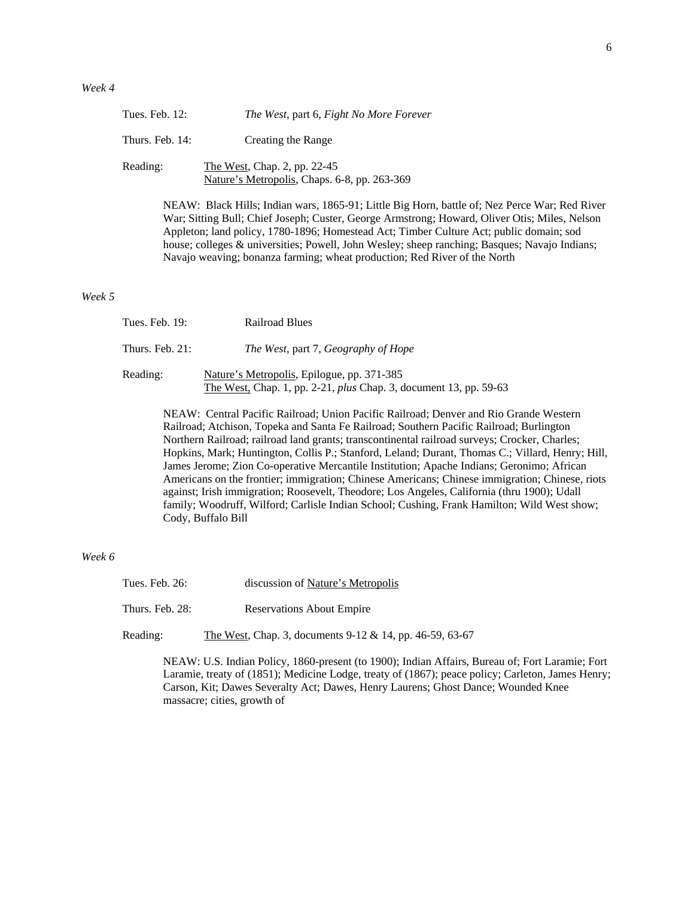*Week 4*

Tues. Feb. 12: *The West*, part 6, *Fight No More Forever*

Thurs. Feb. 14: Creating the Range

Reading: The West, Chap. 2, pp. 22-45
Nature's Metropolis, Chaps. 6-8, pp. 263-369

NEAW: Black Hills; Indian wars, 1865-91; Little Big Horn, battle of; Nez Perce War; Red River War; Sitting Bull; Chief Joseph; Custer, George Armstrong; Howard, Oliver Otis; Miles, Nelson Appleton; land policy, 1780-1896; Homestead Act; Timber Culture Act; public domain; sod house; colleges & universities; Powell, John Wesley; sheep ranching; Basques; Navajo Indians; Navajo weaving; bonanza farming; wheat production; Red River of the North

*Week 5*

Tues. Feb. 19: Railroad Blues

Thurs. Feb. 21: *The West*, part 7, *Geography of Hope*

Reading: Nature's Metropolis, Epilogue, pp. 371-385
The West, Chap. 1, pp. 2-21, *plus* Chap. 3, document 13, pp. 59-63

NEAW: Central Pacific Railroad; Union Pacific Railroad; Denver and Rio Grande Western Railroad; Atchison, Topeka and Santa Fe Railroad; Southern Pacific Railroad; Burlington Northern Railroad; railroad land grants; transcontinental railroad surveys; Crocker, Charles; Hopkins, Mark; Huntington, Collis P.; Stanford, Leland; Durant, Thomas C.; Villard, Henry; Hill, James Jerome; Zion Co-operative Mercantile Institution; Apache Indians; Geronimo; African Americans on the frontier; immigration; Chinese Americans; Chinese immigration; Chinese, riots against; Irish immigration; Roosevelt, Theodore; Los Angeles, California (thru 1900); Udall family; Woodruff, Wilford; Carlisle Indian School; Cushing, Frank Hamilton; Wild West show; Cody, Buffalo Bill

*Week 6*

Tues. Feb. 26: discussion of Nature's Metropolis

Thurs. Feb. 28: Reservations About Empire

Reading: The West, Chap. 3, documents 9-12 & 14, pp. 46-59, 63-67

NEAW: U.S. Indian Policy, 1860-present (to 1900); Indian Affairs, Bureau of; Fort Laramie; Fort Laramie, treaty of (1851); Medicine Lodge, treaty of (1867); peace policy; Carleton, James Henry; Carson, Kit; Dawes Severalty Act; Dawes, Henry Laurens; Ghost Dance; Wounded Knee massacre; cities, growth of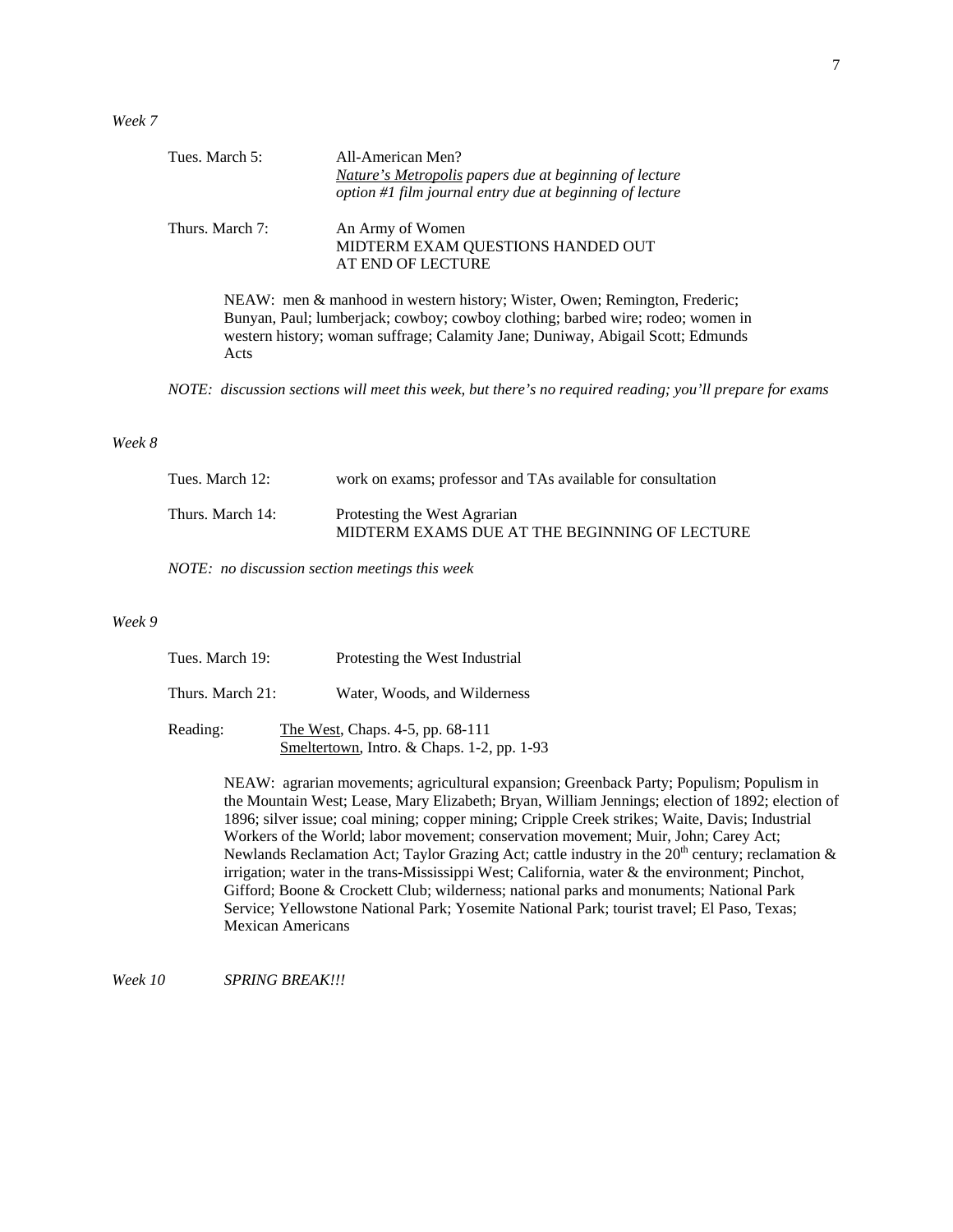*Week 7*

Tues. March 5: All-American Men?
*Nature's Metropolis papers due at beginning of lecture*
*option #1 film journal entry due at beginning of lecture*

Thurs. March 7: An Army of Women
MIDTERM EXAM QUESTIONS HANDED OUT AT END OF LECTURE

NEAW: men & manhood in western history; Wister, Owen; Remington, Frederic; Bunyan, Paul; lumberjack; cowboy; cowboy clothing; barbed wire; rodeo; women in western history; woman suffrage; Calamity Jane; Duniway, Abigail Scott; Edmunds Acts

*NOTE: discussion sections will meet this week, but there's no required reading; you'll prepare for exams*

*Week 8*

Tues. March 12: work on exams; professor and TAs available for consultation

Thurs. March 14: Protesting the West Agrarian
MIDTERM EXAMS DUE AT THE BEGINNING OF LECTURE

*NOTE: no discussion section meetings this week*

*Week 9*

Tues. March 19: Protesting the West Industrial

Thurs. March 21: Water, Woods, and Wilderness

Reading: The West, Chaps. 4-5, pp. 68-111
Smeltertown, Intro. & Chaps. 1-2, pp. 1-93

NEAW: agrarian movements; agricultural expansion; Greenback Party; Populism; Populism in the Mountain West; Lease, Mary Elizabeth; Bryan, William Jennings; election of 1892; election of 1896; silver issue; coal mining; copper mining; Cripple Creek strikes; Waite, Davis; Industrial Workers of the World; labor movement; conservation movement; Muir, John; Carey Act; Newlands Reclamation Act; Taylor Grazing Act; cattle industry in the 20th century; reclamation & irrigation; water in the trans-Mississippi West; California, water & the environment; Pinchot, Gifford; Boone & Crockett Club; wilderness; national parks and monuments; National Park Service; Yellowstone National Park; Yosemite National Park; tourist travel; El Paso, Texas; Mexican Americans

*Week 10* *SPRING BREAK!!!*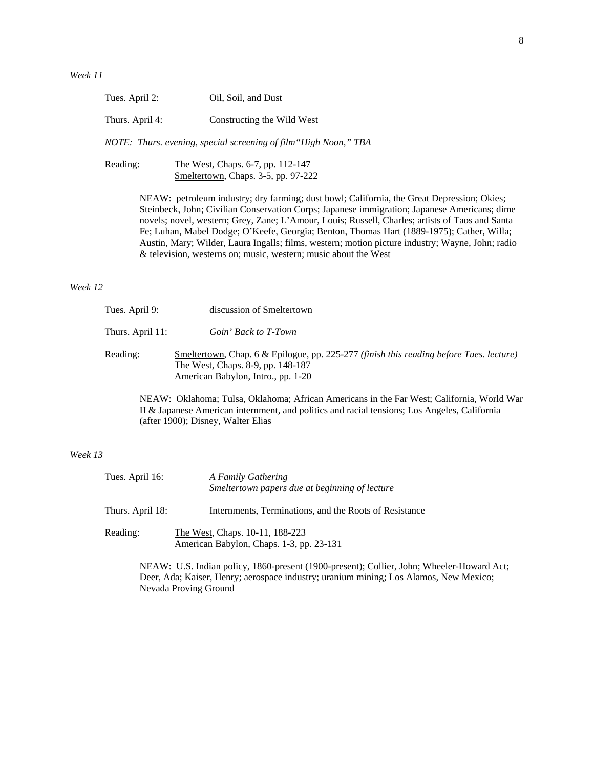*Week 11*

Tues. April 2: Oil, Soil, and Dust

Thurs. April 4: Constructing the Wild West

*NOTE: Thurs. evening, special screening of film"High Noon," TBA*

Reading: The West, Chaps. 6-7, pp. 112-147
Smeltertown, Chaps. 3-5, pp. 97-222

NEAW: petroleum industry; dry farming; dust bowl; California, the Great Depression; Okies; Steinbeck, John; Civilian Conservation Corps; Japanese immigration; Japanese Americans; dime novels; novel, western; Grey, Zane; L'Amour, Louis; Russell, Charles; artists of Taos and Santa Fe; Luhan, Mabel Dodge; O'Keefe, Georgia; Benton, Thomas Hart (1889-1975); Cather, Willa; Austin, Mary; Wilder, Laura Ingalls; films, western; motion picture industry; Wayne, John; radio & television, westerns on; music, western; music about the West

*Week 12*

Tues. April 9: discussion of Smeltertown

Thurs. April 11: *Goin' Back to T-Town*

Reading: Smeltertown, Chap. 6 & Epilogue, pp. 225-277 *(finish this reading before Tues. lecture)*
The West, Chaps. 8-9, pp. 148-187
American Babylon, Intro., pp. 1-20

NEAW: Oklahoma; Tulsa, Oklahoma; African Americans in the Far West; California, World War II & Japanese American internment, and politics and racial tensions; Los Angeles, California (after 1900); Disney, Walter Elias

*Week 13*

Tues. April 16: *A Family Gathering*
*Smeltertown papers due at beginning of lecture*

Thurs. April 18: Internments, Terminations, and the Roots of Resistance

Reading: The West, Chaps. 10-11, 188-223
American Babylon, Chaps. 1-3, pp. 23-131

NEAW: U.S. Indian policy, 1860-present (1900-present); Collier, John; Wheeler-Howard Act; Deer, Ada; Kaiser, Henry; aerospace industry; uranium mining; Los Alamos, New Mexico; Nevada Proving Ground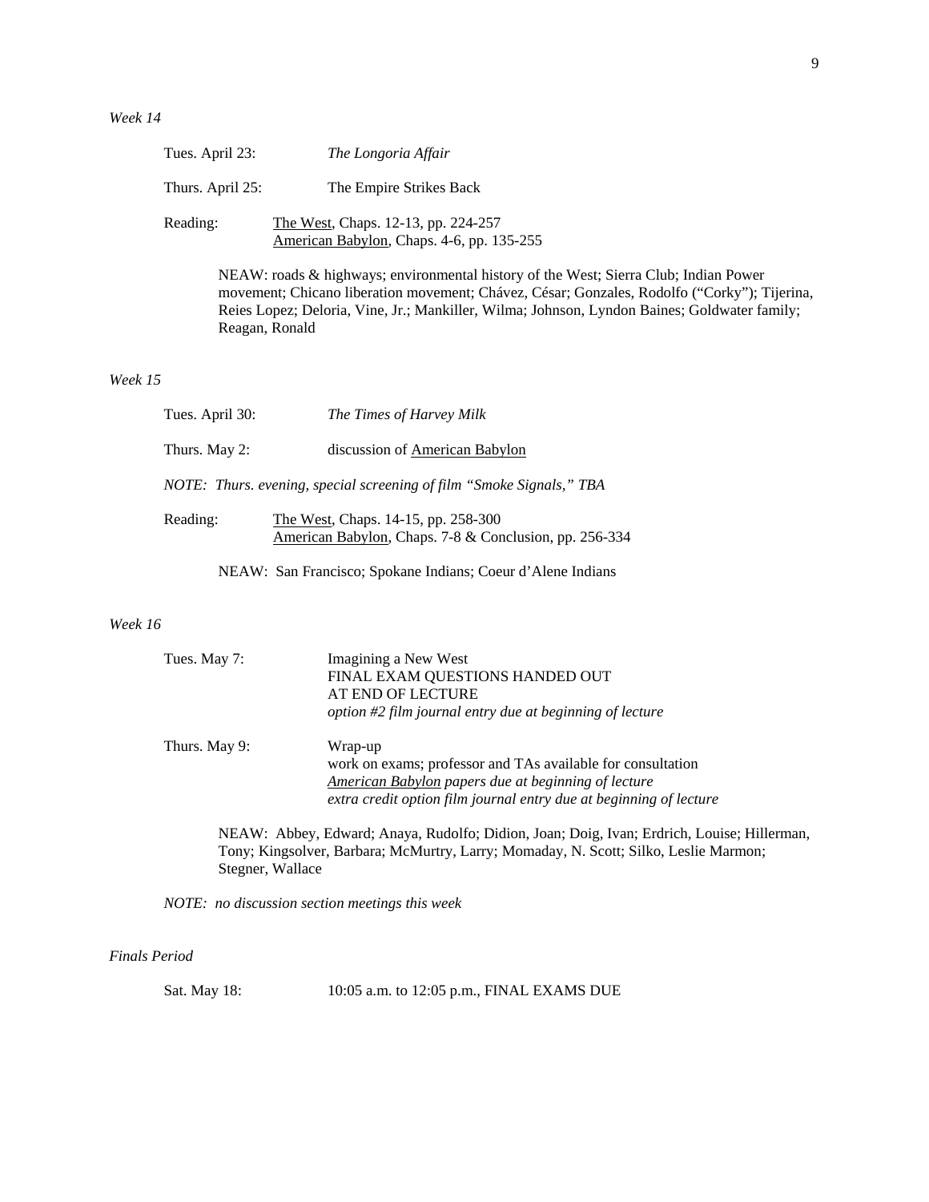*Week 14*

Tues. April 23: *The Longoria Affair*

Thurs. April 25: The Empire Strikes Back

Reading: The West, Chaps. 12-13, pp. 224-257
American Babylon, Chaps. 4-6, pp. 135-255

NEAW: roads & highways; environmental history of the West; Sierra Club; Indian Power movement; Chicano liberation movement; Chávez, César; Gonzales, Rodolfo ("Corky"); Tijerina, Reies Lopez; Deloria, Vine, Jr.; Mankiller, Wilma; Johnson, Lyndon Baines; Goldwater family; Reagan, Ronald

*Week 15*

Tues. April 30: *The Times of Harvey Milk*

Thurs. May 2: discussion of American Babylon

*NOTE: Thurs. evening, special screening of film "Smoke Signals," TBA*

Reading: The West, Chaps. 14-15, pp. 258-300
American Babylon, Chaps. 7-8 & Conclusion, pp. 256-334

NEAW: San Francisco; Spokane Indians; Coeur d'Alene Indians

*Week 16*

Tues. May 7: Imagining a New West
FINAL EXAM QUESTIONS HANDED OUT AT END OF LECTURE
*option #2 film journal entry due at beginning of lecture*

Thurs. May 9: Wrap-up
work on exams; professor and TAs available for consultation
*American Babylon papers due at beginning of lecture*
*extra credit option film journal entry due at beginning of lecture*

NEAW: Abbey, Edward; Anaya, Rudolfo; Didion, Joan; Doig, Ivan; Erdrich, Louise; Hillerman, Tony; Kingsolver, Barbara; McMurtry, Larry; Momaday, N. Scott; Silko, Leslie Marmon; Stegner, Wallace

*NOTE: no discussion section meetings this week*

*Finals Period*

Sat. May 18: 10:05 a.m. to 12:05 p.m., FINAL EXAMS DUE